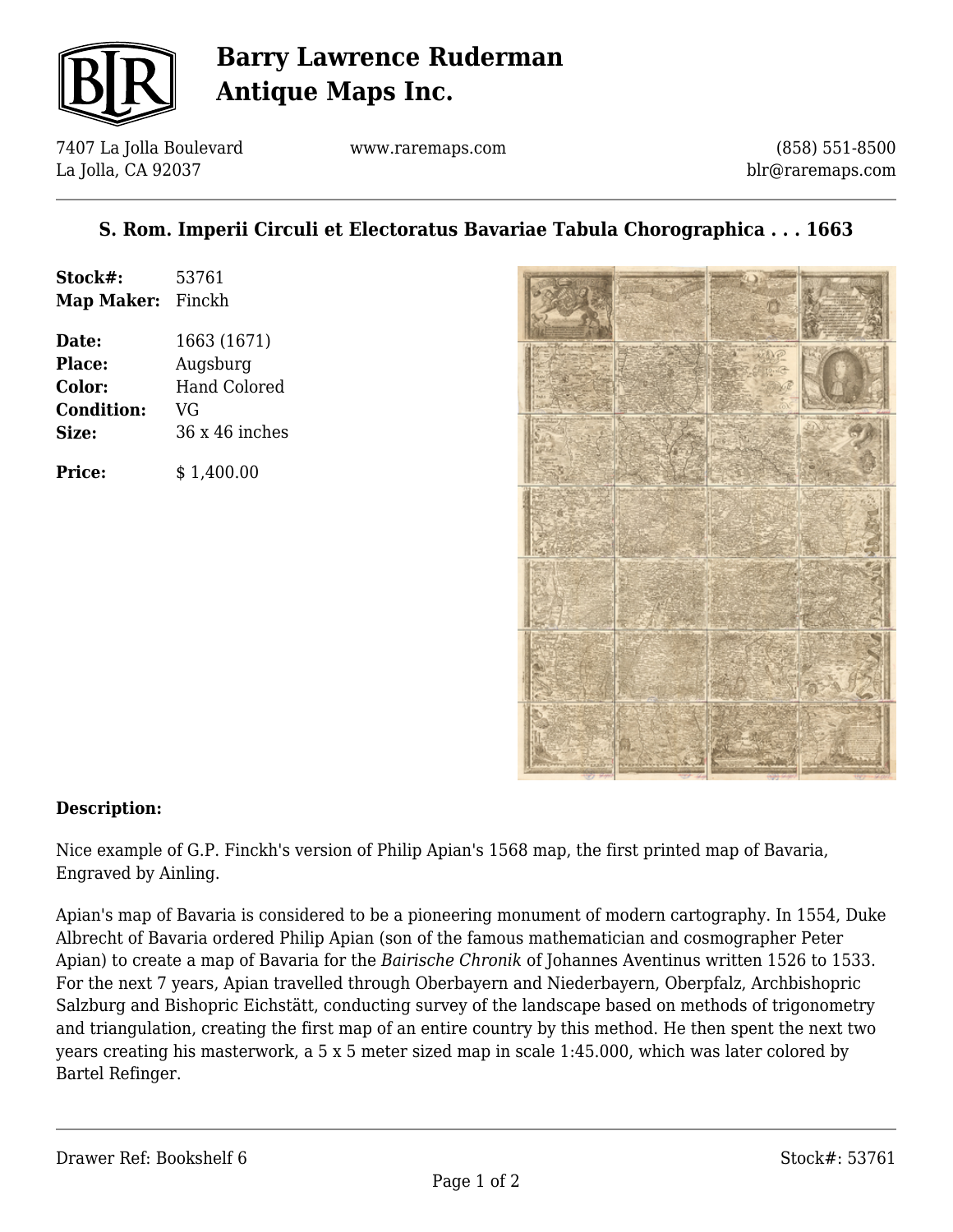# Barry Lawrence Ruderman Antique Maps Inc.

7407 La Jolla Boulevard
La Jolla, CA 92037

www.raremaps.com

(858) 551-8500
blr@raremaps.com

## S. Rom. Imperii Circuli et Electoratus Bavariae Tabula Chorographica . . . 1663

**Stock#:** 53761
**Map Maker:** Finckh

**Date:** 1663 (1671)
**Place:** Augsburg
**Color:** Hand Colored
**Condition:** VG
**Size:** 36 x 46 inches

**Price:** $ 1,400.00

**Description:**

Nice example of G.P. Finckh's version of Philip Apian's 1568 map, the first printed map of Bavaria, Engraved by Ainling.

Apian's map of Bavaria is considered to be a pioneering monument of modern cartography. In 1554, Duke Albrecht of Bavaria ordered Philip Apian (son of the famous mathematician and cosmographer Peter Apian) to create a map of Bavaria for the *Bairische Chronik* of Johannes Aventinus written 1526 to 1533. For the next 7 years, Apian travelled through Oberbayern and Niederbayern, Oberpfalz, Archbishopric Salzburg and Bishopric Eichstätt, conducting survey of the landscape based on methods of trigonometry and triangulation, creating the first map of an entire country by this method. He then spent the next two years creating his masterwork, a 5 x 5 meter sized map in scale 1:45.000, which was later colored by Bartel Refinger.

Drawer Ref: Bookshelf 6

Stock#: 53761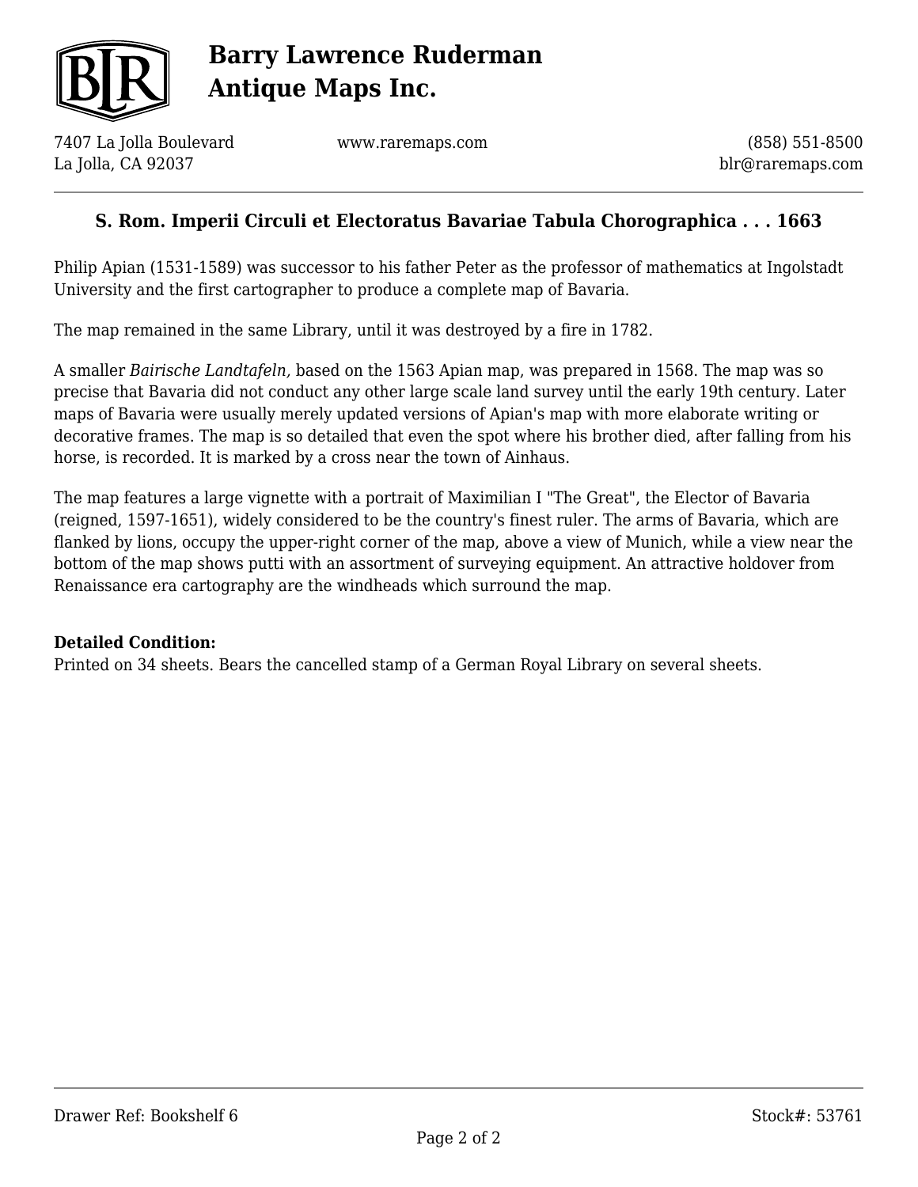## S. Rom. Imperii Circuli et Electoratus Bavariae Tabula Chorographica . . . 1663

Philip Apian (1531-1589) was successor to his father Peter as the professor of mathematics at Ingolstadt University and the first cartographer to produce a complete map of Bavaria.

The map remained in the same Library, until it was destroyed by a fire in 1782.

A smaller *Bairische Landtafeln,* based on the 1563 Apian map, was prepared in 1568. The map was so precise that Bavaria did not conduct any other large scale land survey until the early 19th century. Later maps of Bavaria were usually merely updated versions of Apian's map with more elaborate writing or decorative frames. The map is so detailed that even the spot where his brother died, after falling from his horse, is recorded. It is marked by a cross near the town of Ainhaus.

The map features a large vignette with a portrait of Maximilian I "The Great", the Elector of Bavaria (reigned, 1597-1651), widely considered to be the country's finest ruler. The arms of Bavaria, which are flanked by lions, occupy the upper-right corner of the map, above a view of Munich, while a view near the bottom of the map shows putti with an assortment of surveying equipment. An attractive holdover from Renaissance era cartography are the windheads which surround the map.

**Detailed Condition:**
Printed on 34 sheets. Bears the cancelled stamp of a German Royal Library on several sheets.